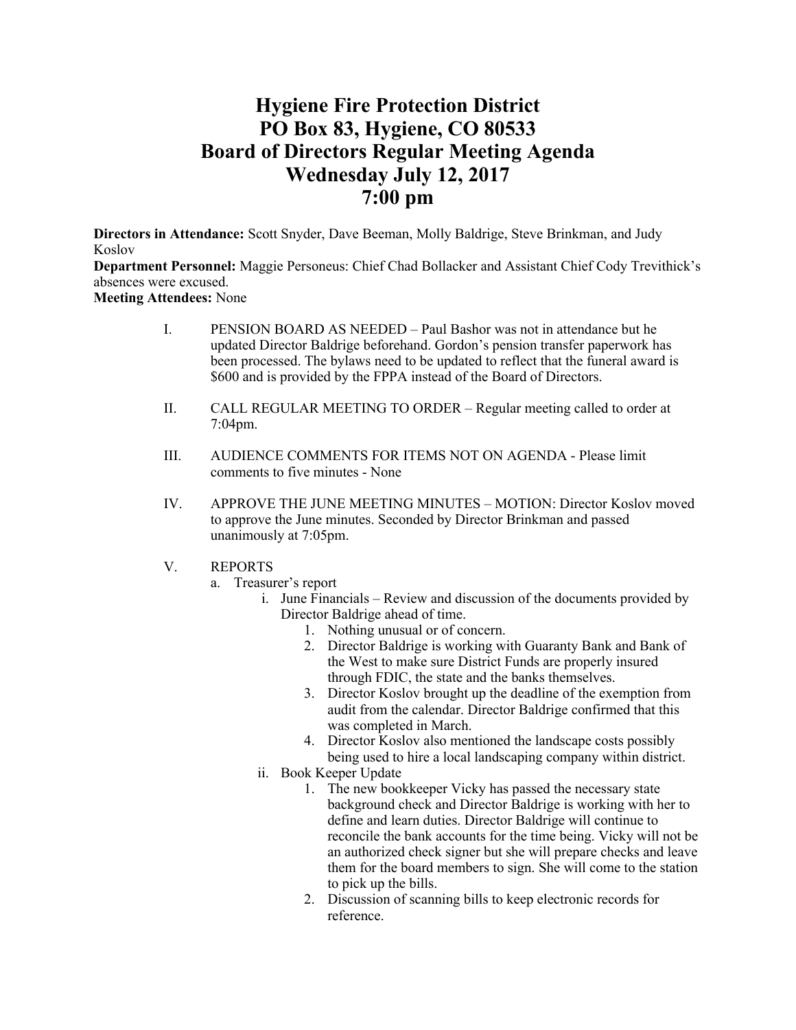# Hygiene Fire Protection District
# PO Box 83, Hygiene, CO 80533
# Board of Directors Regular Meeting Agenda
# Wednesday July 12, 2017
# 7:00 pm

**Directors in Attendance:** Scott Snyder, Dave Beeman, Molly Baldrige, Steve Brinkman, and Judy Koslov
**Department Personnel:** Maggie Personeus: Chief Chad Bollacker and Assistant Chief Cody Trevithick's absences were excused.
**Meeting Attendees:** None

I. PENSION BOARD AS NEEDED – Paul Bashor was not in attendance but he updated Director Baldrige beforehand. Gordon's pension transfer paperwork has been processed. The bylaws need to be updated to reflect that the funeral award is $600 and is provided by the FPPA instead of the Board of Directors.

II. CALL REGULAR MEETING TO ORDER – Regular meeting called to order at 7:04pm.

III. AUDIENCE COMMENTS FOR ITEMS NOT ON AGENDA - Please limit comments to five minutes - None

IV. APPROVE THE JUNE MEETING MINUTES – MOTION: Director Koslov moved to approve the June minutes. Seconded by Director Brinkman and passed unanimously at 7:05pm.

V. REPORTS
   a. Treasurer's report
      i. June Financials – Review and discussion of the documents provided by Director Baldrige ahead of time.
         1. Nothing unusual or of concern.
         2. Director Baldrige is working with Guaranty Bank and Bank of the West to make sure District Funds are properly insured through FDIC, the state and the banks themselves.
         3. Director Koslov brought up the deadline of the exemption from audit from the calendar. Director Baldrige confirmed that this was completed in March.
         4. Director Koslov also mentioned the landscape costs possibly being used to hire a local landscaping company within district.
      ii. Book Keeper Update
         1. The new bookkeeper Vicky has passed the necessary state background check and Director Baldrige is working with her to define and learn duties. Director Baldrige will continue to reconcile the bank accounts for the time being. Vicky will not be an authorized check signer but she will prepare checks and leave them for the board members to sign. She will come to the station to pick up the bills.
         2. Discussion of scanning bills to keep electronic records for reference.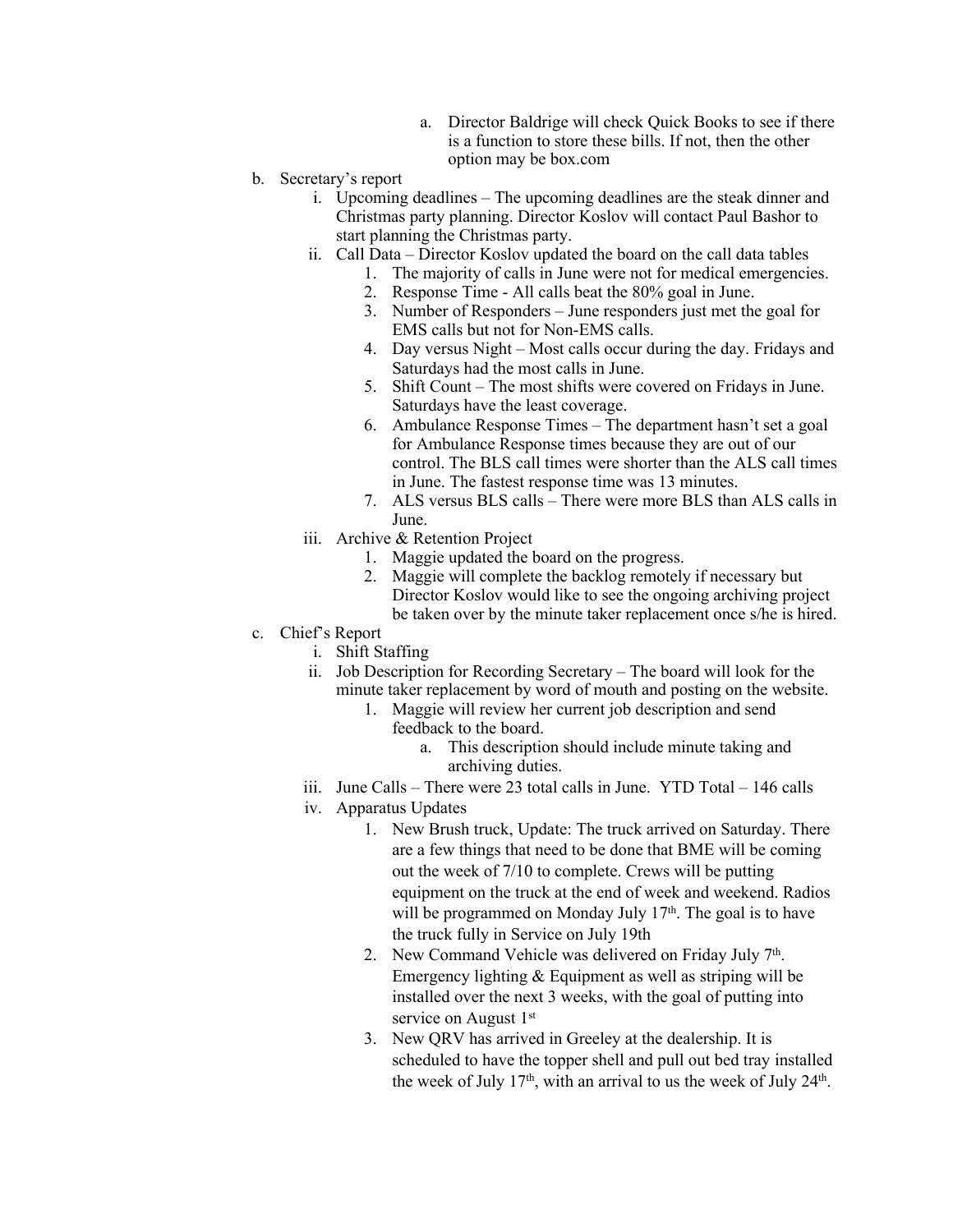a. Director Baldrige will check Quick Books to see if there is a function to store these bills. If not, then the other option may be box.com

b. Secretary's report
   i. Upcoming deadlines – The upcoming deadlines are the steak dinner and Christmas party planning. Director Koslov will contact Paul Bashor to start planning the Christmas party.
   ii. Call Data – Director Koslov updated the board on the call data tables
      1. The majority of calls in June were not for medical emergencies.
      2. Response Time - All calls beat the 80% goal in June.
      3. Number of Responders – June responders just met the goal for EMS calls but not for Non-EMS calls.
      4. Day versus Night – Most calls occur during the day. Fridays and Saturdays had the most calls in June.
      5. Shift Count – The most shifts were covered on Fridays in June. Saturdays have the least coverage.
      6. Ambulance Response Times – The department hasn't set a goal for Ambulance Response times because they are out of our control. The BLS call times were shorter than the ALS call times in June. The fastest response time was 13 minutes.
      7. ALS versus BLS calls – There were more BLS than ALS calls in June.
   iii. Archive & Retention Project
      1. Maggie updated the board on the progress.
      2. Maggie will complete the backlog remotely if necessary but Director Koslov would like to see the ongoing archiving project be taken over by the minute taker replacement once s/he is hired.

c. Chief's Report
   i. Shift Staffing
   ii. Job Description for Recording Secretary – The board will look for the minute taker replacement by word of mouth and posting on the website.
      1. Maggie will review her current job description and send feedback to the board.
         a. This description should include minute taking and archiving duties.
   iii. June Calls – There were 23 total calls in June. YTD Total – 146 calls
   iv. Apparatus Updates
      1. New Brush truck, Update: The truck arrived on Saturday. There are a few things that need to be done that BME will be coming out the week of 7/10 to complete. Crews will be putting equipment on the truck at the end of week and weekend. Radios will be programmed on Monday July 17th. The goal is to have the truck fully in Service on July 19th
      2. New Command Vehicle was delivered on Friday July 7th. Emergency lighting & Equipment as well as striping will be installed over the next 3 weeks, with the goal of putting into service on August 1st
      3. New QRV has arrived in Greeley at the dealership. It is scheduled to have the topper shell and pull out bed tray installed the week of July 17th, with an arrival to us the week of July 24th.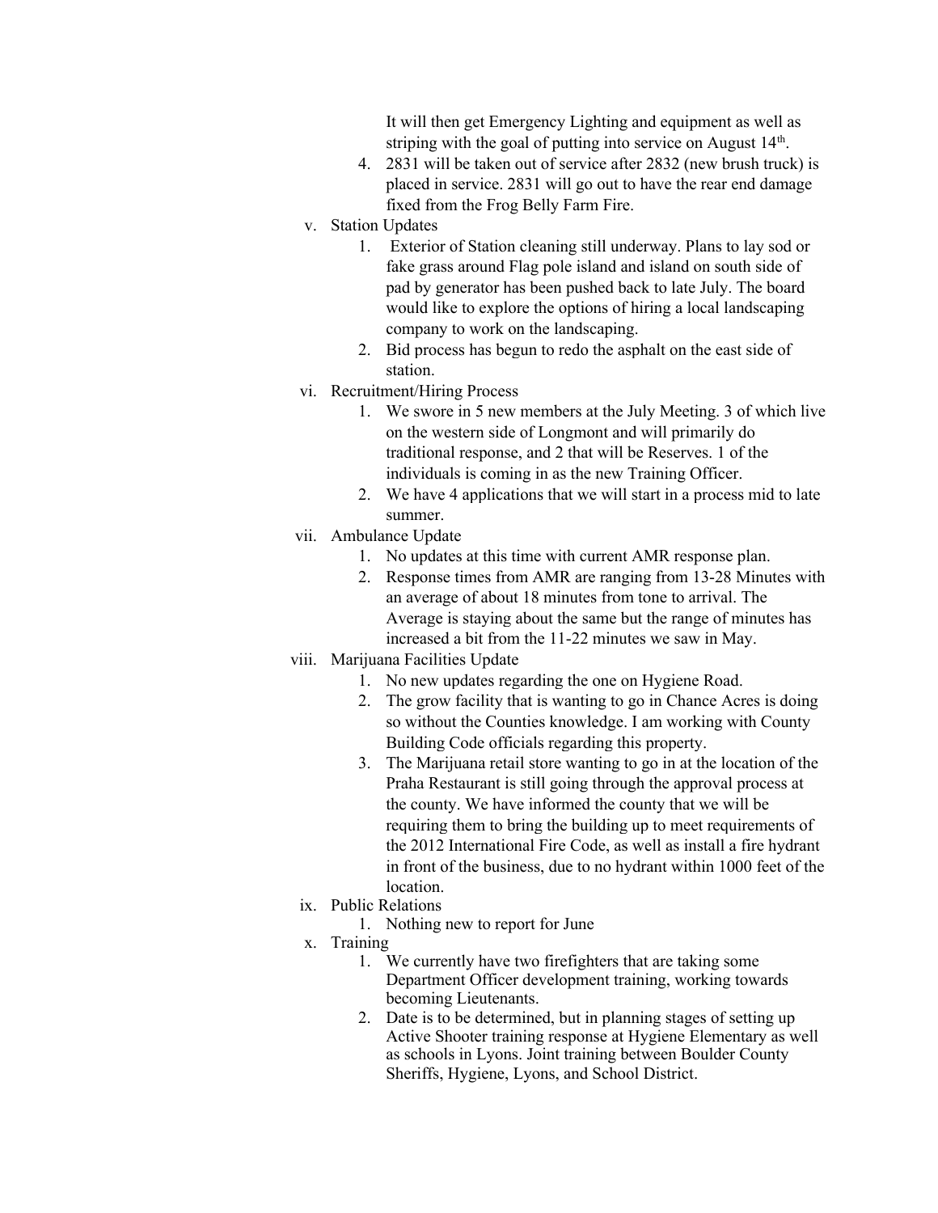It will then get Emergency Lighting and equipment as well as striping with the goal of putting into service on August 14th.

4. 2831 will be taken out of service after 2832 (new brush truck) is placed in service. 2831 will go out to have the rear end damage fixed from the Frog Belly Farm Fire.

v. Station Updates

1. Exterior of Station cleaning still underway. Plans to lay sod or fake grass around Flag pole island and island on south side of pad by generator has been pushed back to late July. The board would like to explore the options of hiring a local landscaping company to work on the landscaping.
2. Bid process has begun to redo the asphalt on the east side of station.

vi. Recruitment/Hiring Process

1. We swore in 5 new members at the July Meeting. 3 of which live on the western side of Longmont and will primarily do traditional response, and 2 that will be Reserves. 1 of the individuals is coming in as the new Training Officer.
2. We have 4 applications that we will start in a process mid to late summer.

vii. Ambulance Update

1. No updates at this time with current AMR response plan.
2. Response times from AMR are ranging from 13-28 Minutes with an average of about 18 minutes from tone to arrival. The Average is staying about the same but the range of minutes has increased a bit from the 11-22 minutes we saw in May.

viii. Marijuana Facilities Update

1. No new updates regarding the one on Hygiene Road.
2. The grow facility that is wanting to go in Chance Acres is doing so without the Counties knowledge. I am working with County Building Code officials regarding this property.
3. The Marijuana retail store wanting to go in at the location of the Praha Restaurant is still going through the approval process at the county. We have informed the county that we will be requiring them to bring the building up to meet requirements of the 2012 International Fire Code, as well as install a fire hydrant in front of the business, due to no hydrant within 1000 feet of the location.

ix. Public Relations

1. Nothing new to report for June

x. Training

1. We currently have two firefighters that are taking some Department Officer development training, working towards becoming Lieutenants.
2. Date is to be determined, but in planning stages of setting up Active Shooter training response at Hygiene Elementary as well as schools in Lyons. Joint training between Boulder County Sheriffs, Hygiene, Lyons, and School District.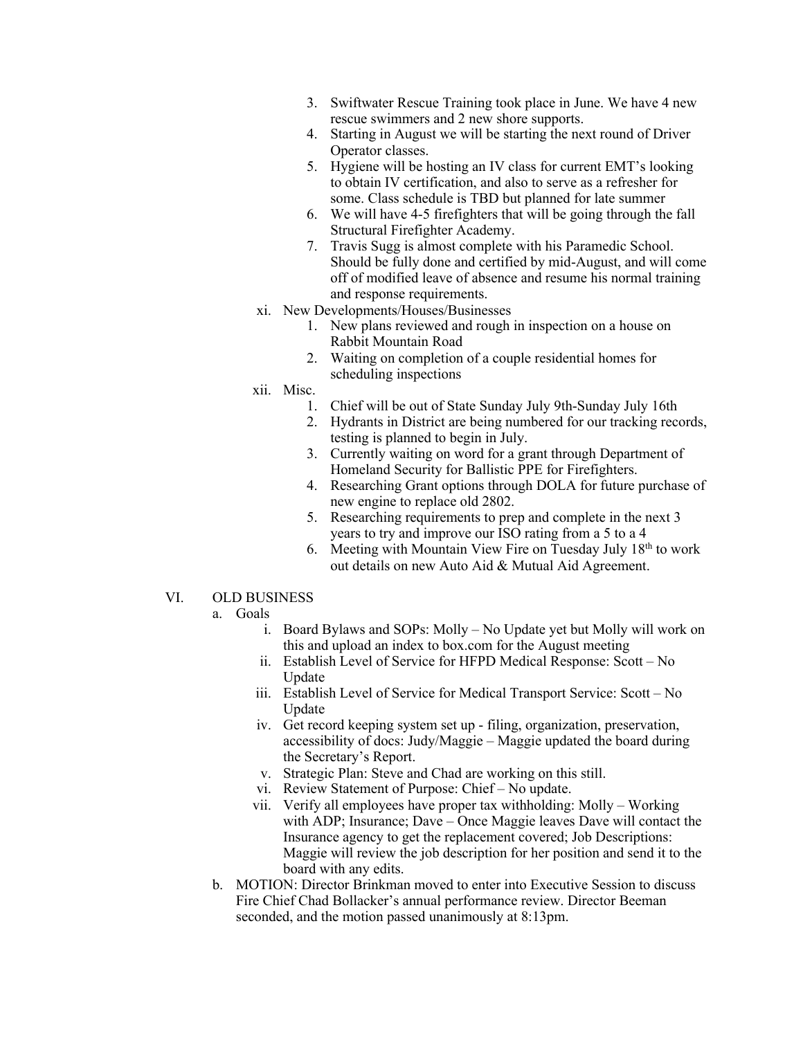3. Swiftwater Rescue Training took place in June. We have 4 new rescue swimmers and 2 new shore supports.
4. Starting in August we will be starting the next round of Driver Operator classes.
5. Hygiene will be hosting an IV class for current EMT's looking to obtain IV certification, and also to serve as a refresher for some. Class schedule is TBD but planned for late summer
6. We will have 4-5 firefighters that will be going through the fall Structural Firefighter Academy.
7. Travis Sugg is almost complete with his Paramedic School. Should be fully done and certified by mid-August, and will come off of modified leave of absence and resume his normal training and response requirements.

xi. New Developments/Houses/Businesses

1. New plans reviewed and rough in inspection on a house on Rabbit Mountain Road
2. Waiting on completion of a couple residential homes for scheduling inspections

xii. Misc.

1. Chief will be out of State Sunday July 9th-Sunday July 16th
2. Hydrants in District are being numbered for our tracking records, testing is planned to begin in July.
3. Currently waiting on word for a grant through Department of Homeland Security for Ballistic PPE for Firefighters.
4. Researching Grant options through DOLA for future purchase of new engine to replace old 2802.
5. Researching requirements to prep and complete in the next 3 years to try and improve our ISO rating from a 5 to a 4
6. Meeting with Mountain View Fire on Tuesday July 18th to work out details on new Auto Aid & Mutual Aid Agreement.

VI. OLD BUSINESS

a. Goals

i. Board Bylaws and SOPs: Molly – No Update yet but Molly will work on this and upload an index to box.com for the August meeting

ii. Establish Level of Service for HFPD Medical Response: Scott – No Update

iii. Establish Level of Service for Medical Transport Service: Scott – No Update

iv. Get record keeping system set up - filing, organization, preservation, accessibility of docs: Judy/Maggie – Maggie updated the board during the Secretary's Report.

v. Strategic Plan: Steve and Chad are working on this still.

vi. Review Statement of Purpose: Chief – No update.

vii. Verify all employees have proper tax withholding: Molly – Working with ADP; Insurance; Dave – Once Maggie leaves Dave will contact the Insurance agency to get the replacement covered; Job Descriptions: Maggie will review the job description for her position and send it to the board with any edits.

b. MOTION: Director Brinkman moved to enter into Executive Session to discuss Fire Chief Chad Bollacker's annual performance review. Director Beeman seconded, and the motion passed unanimously at 8:13pm.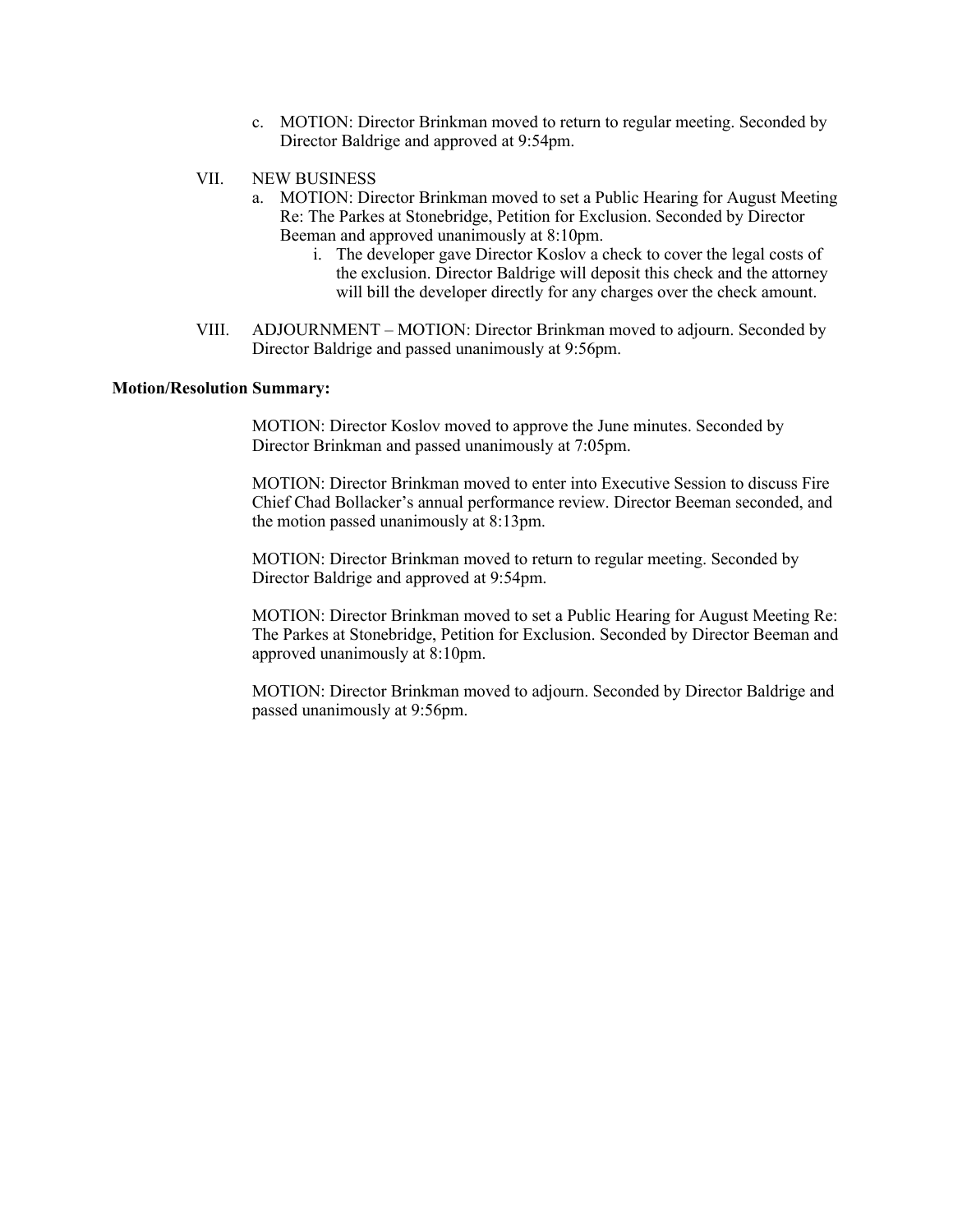c. MOTION: Director Brinkman moved to return to regular meeting. Seconded by Director Baldrige and approved at 9:54pm.

VII. NEW BUSINESS

   a. MOTION: Director Brinkman moved to set a Public Hearing for August Meeting Re: The Parkes at Stonebridge, Petition for Exclusion. Seconded by Director Beeman and approved unanimously at 8:10pm.

      i. The developer gave Director Koslov a check to cover the legal costs of the exclusion. Director Baldrige will deposit this check and the attorney will bill the developer directly for any charges over the check amount.

VIII. ADJOURNMENT – MOTION: Director Brinkman moved to adjourn. Seconded by Director Baldrige and passed unanimously at 9:56pm.

**Motion/Resolution Summary:**

MOTION: Director Koslov moved to approve the June minutes. Seconded by Director Brinkman and passed unanimously at 7:05pm.

MOTION: Director Brinkman moved to enter into Executive Session to discuss Fire Chief Chad Bollacker's annual performance review. Director Beeman seconded, and the motion passed unanimously at 8:13pm.

MOTION: Director Brinkman moved to return to regular meeting. Seconded by Director Baldrige and approved at 9:54pm.

MOTION: Director Brinkman moved to set a Public Hearing for August Meeting Re: The Parkes at Stonebridge, Petition for Exclusion. Seconded by Director Beeman and approved unanimously at 8:10pm.

MOTION: Director Brinkman moved to adjourn. Seconded by Director Baldrige and passed unanimously at 9:56pm.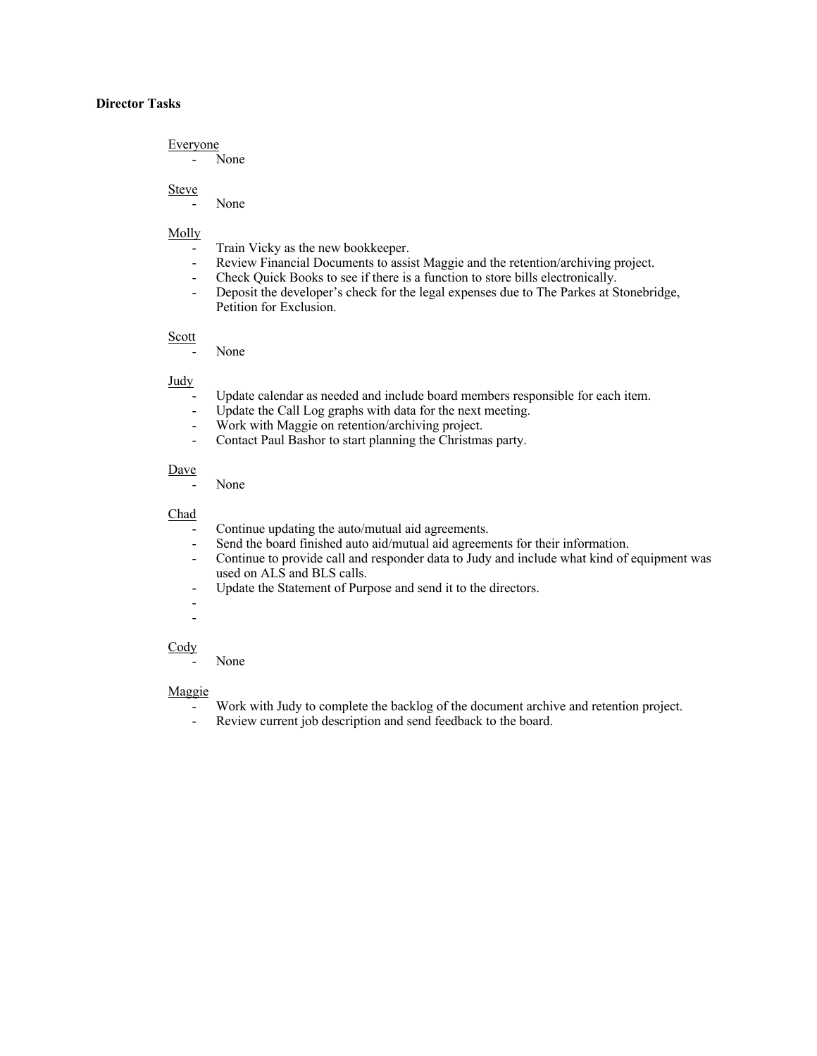**Director Tasks**

Everyone

- None

Steve

- None

Molly

- Train Vicky as the new bookkeeper.
- Review Financial Documents to assist Maggie and the retention/archiving project.
- Check Quick Books to see if there is a function to store bills electronically.
- Deposit the developer's check for the legal expenses due to The Parkes at Stonebridge, Petition for Exclusion.

Scott

- None

Judy

- Update calendar as needed and include board members responsible for each item.
- Update the Call Log graphs with data for the next meeting.
- Work with Maggie on retention/archiving project.
- Contact Paul Bashor to start planning the Christmas party.

Dave

- None

Chad

- Continue updating the auto/mutual aid agreements.
- Send the board finished auto aid/mutual aid agreements for their information.
- Continue to provide call and responder data to Judy and include what kind of equipment was used on ALS and BLS calls.
- Update the Statement of Purpose and send it to the directors.
-
-

Cody

- None

Maggie

- Work with Judy to complete the backlog of the document archive and retention project.
- Review current job description and send feedback to the board.